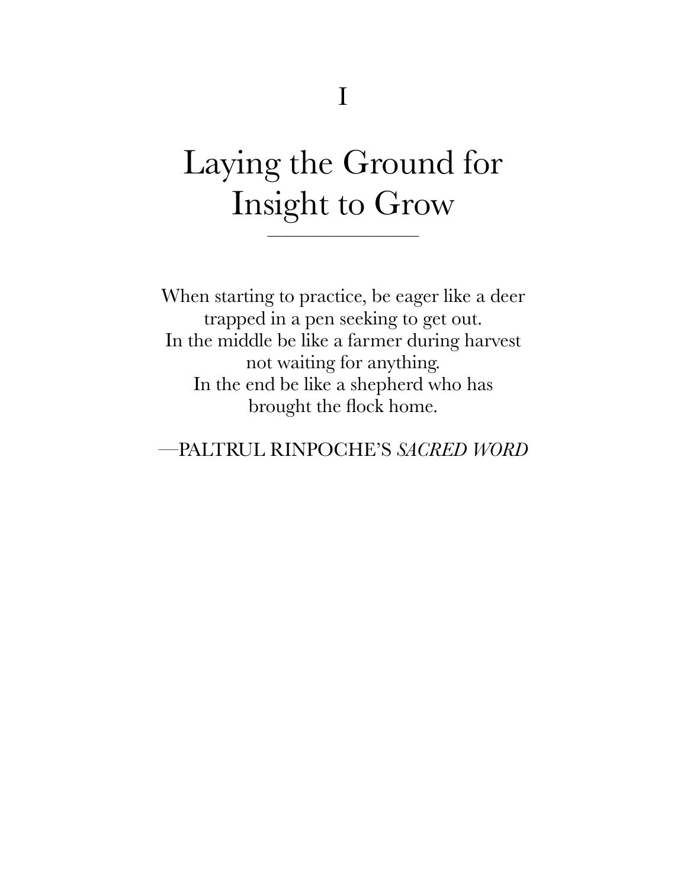# I

# Laying the Ground for Insight to Grow

When starting to practice, be eager like a deer
trapped in a pen seeking to get out.
In the middle be like a farmer during harvest
not waiting for anything.
In the end be like a shepherd who has
brought the flock home.

—PALTRUL RINPOCHE'S *SACRED WORD*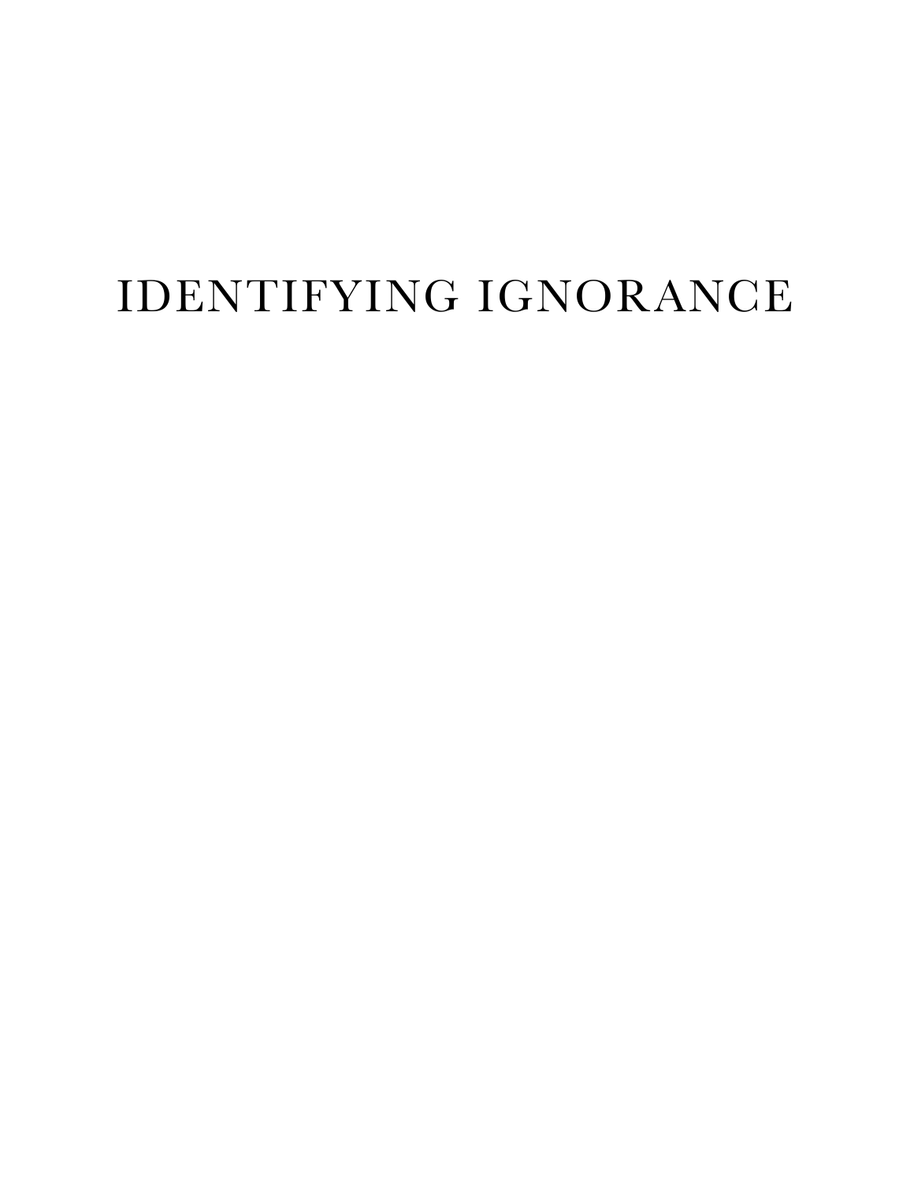# IDENTIFYING IGNORANCE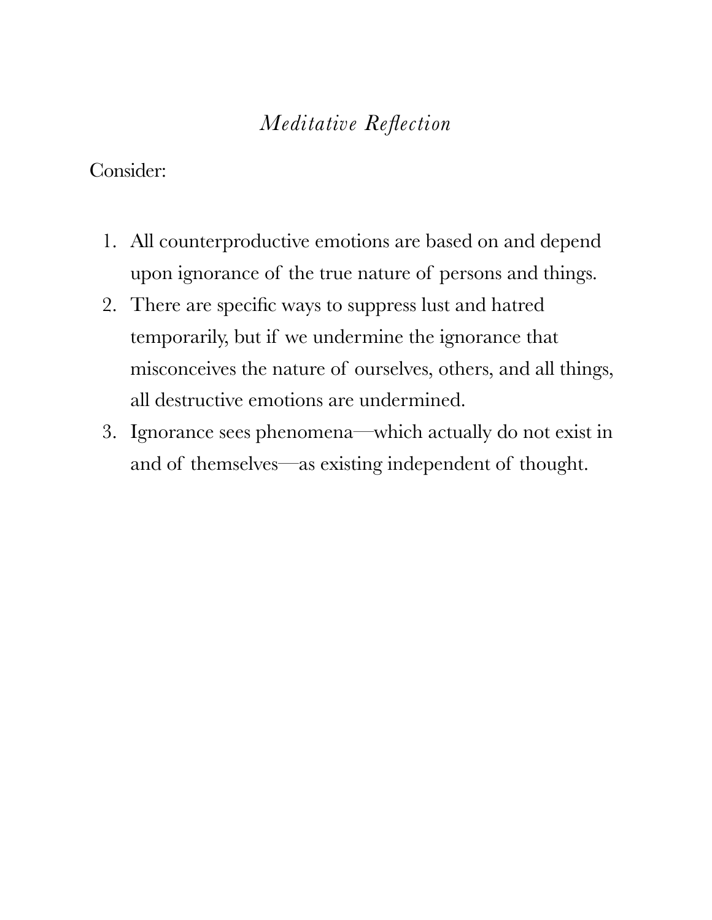## *Meditative Reflection*

Consider:

1. All counterproductive emotions are based on and depend upon ignorance of the true nature of persons and things.
2. There are specific ways to suppress lust and hatred temporarily, but if we undermine the ignorance that misconceives the nature of ourselves, others, and all things, all destructive emotions are undermined.
3. Ignorance sees phenomena—which actually do not exist in and of themselves—as existing independent of thought.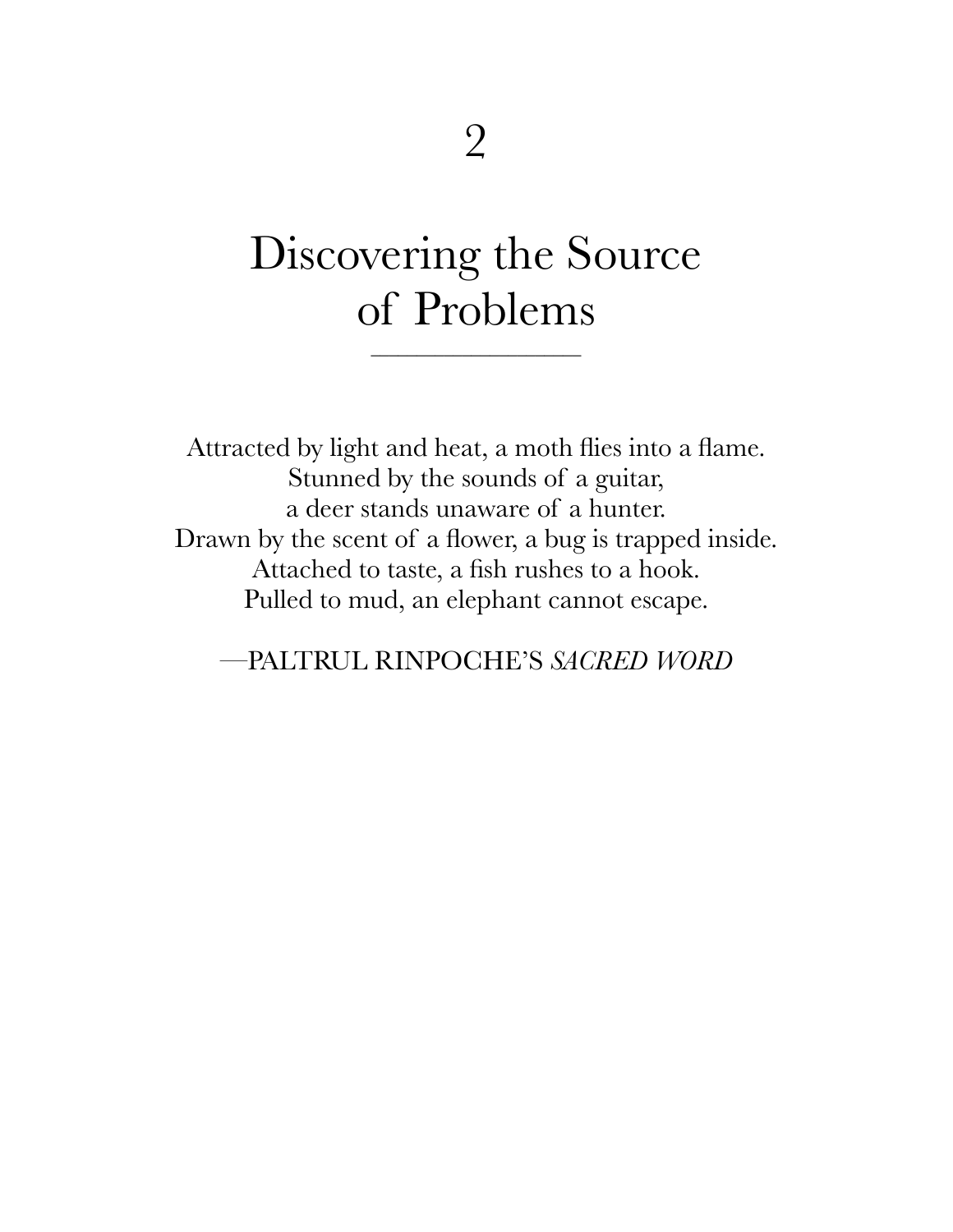# 2

# Discovering the Source of Problems

Attracted by light and heat, a moth flies into a flame.
Stunned by the sounds of a guitar,
a deer stands unaware of a hunter.
Drawn by the scent of a flower, a bug is trapped inside.
Attached to taste, a fish rushes to a hook.
Pulled to mud, an elephant cannot escape.

—PALTRUL RINPOCHE'S *SACRED WORD*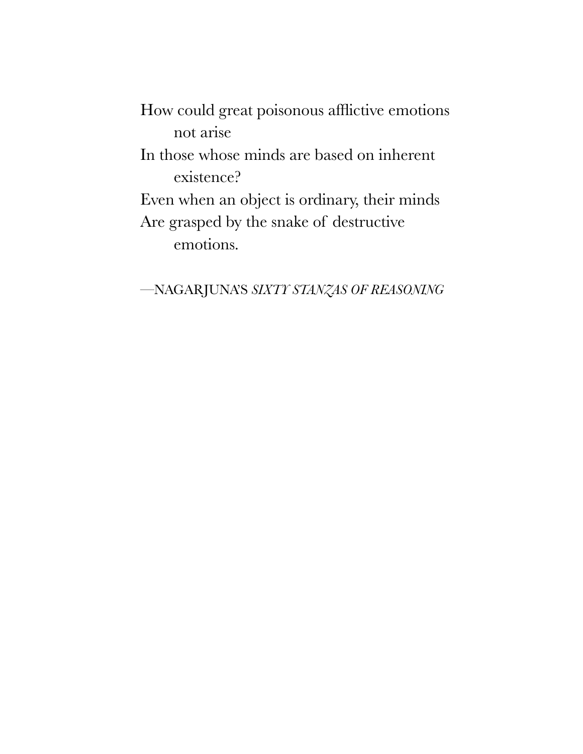How could great poisonous afflictive emotions
 not arise
In those whose minds are based on inherent
 existence?
Even when an object is ordinary, their minds
Are grasped by the snake of destructive
 emotions.

—NAGARJUNA'S *SIXTY STANZAS OF REASONING*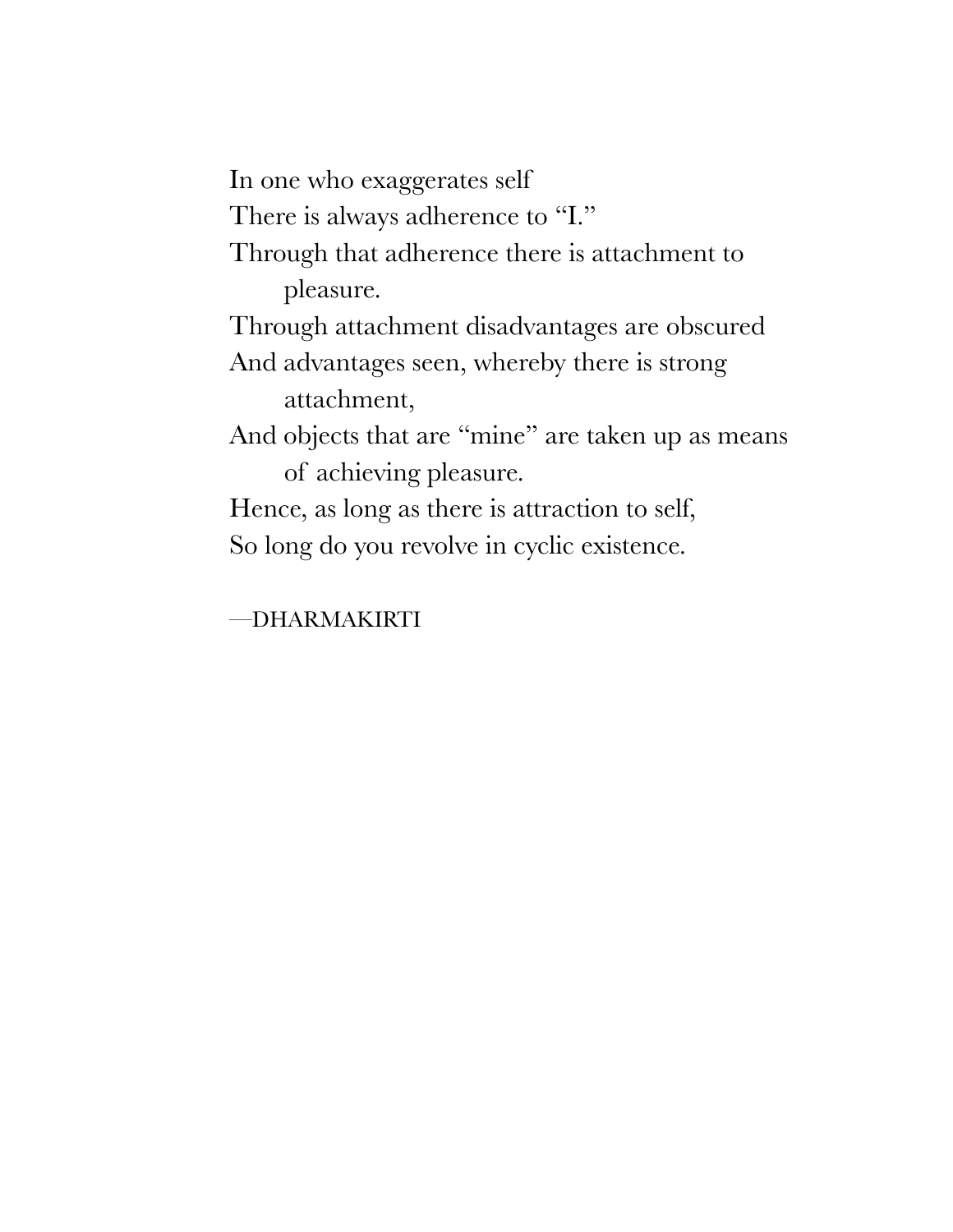In one who exaggerates self  
There is always adherence to "I."  
Through that adherence there is attachment to pleasure.  
Through attachment disadvantages are obscured  
And advantages seen, whereby there is strong attachment,  
And objects that are "mine" are taken up as means of achieving pleasure.  
Hence, as long as there is attraction to self,  
So long do you revolve in cyclic existence.

—DHARMAKIRTI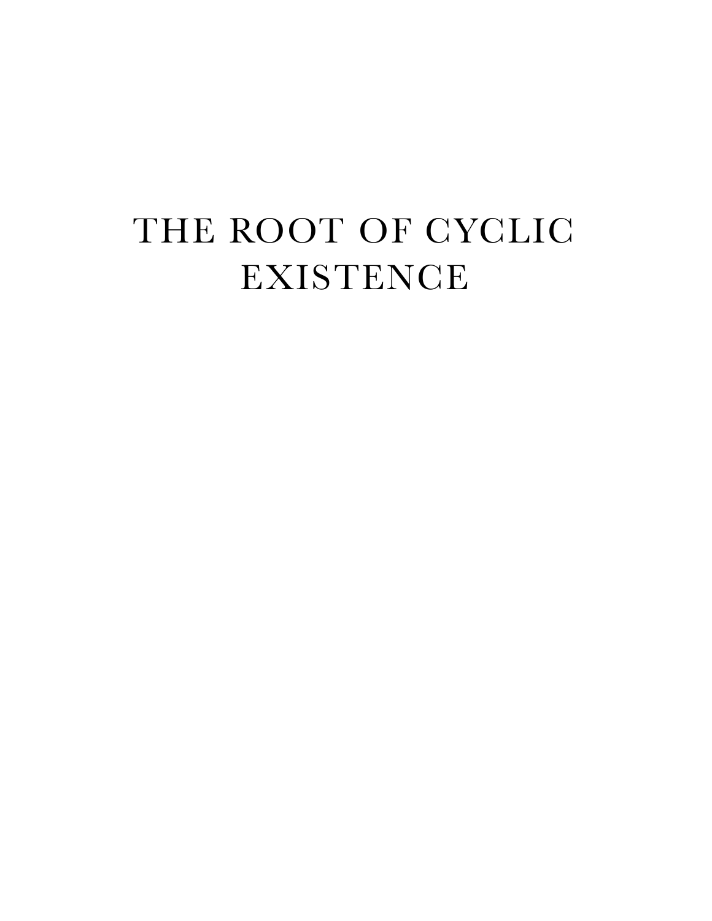# THE ROOT OF CYCLIC EXISTENCE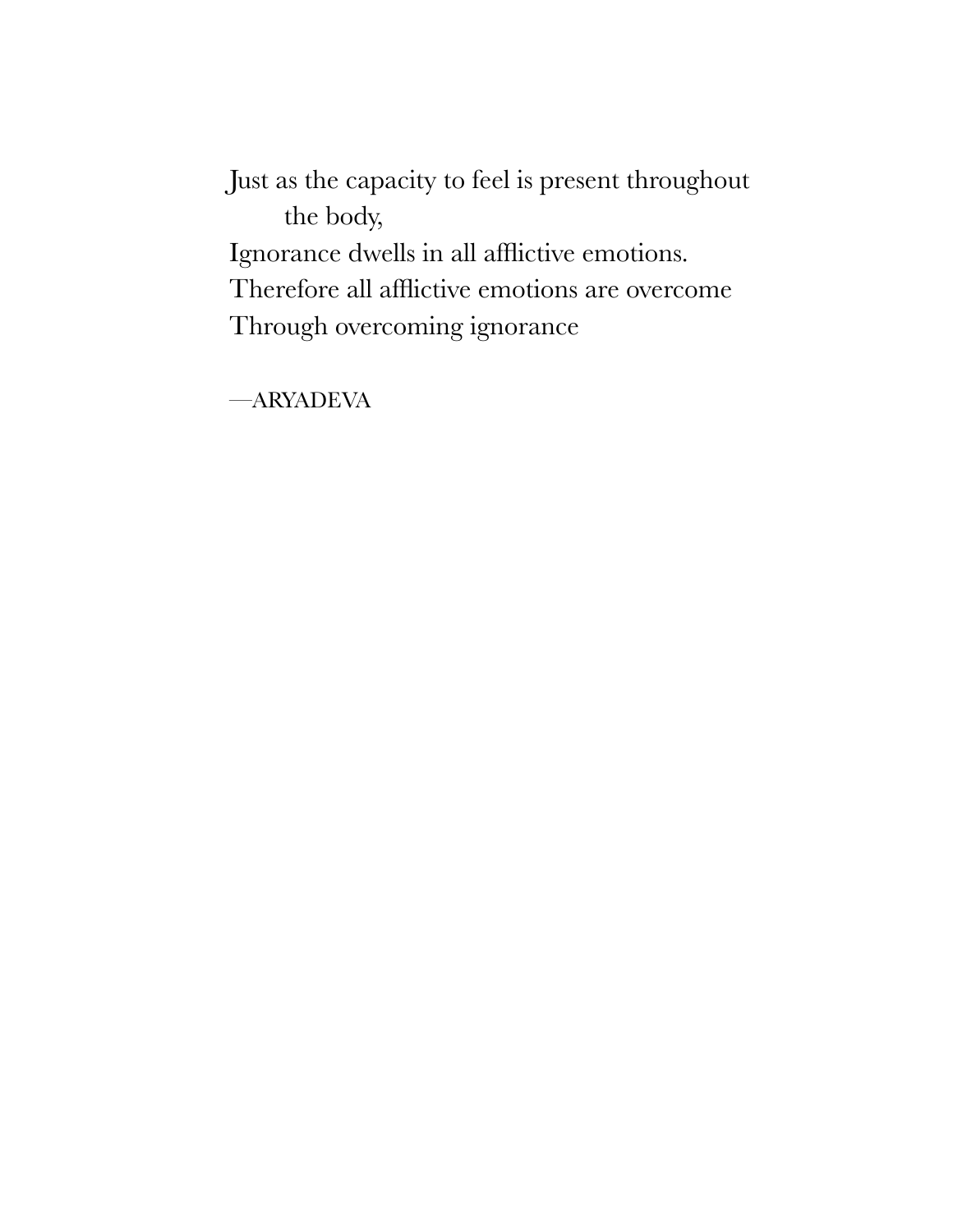Just as the capacity to feel is present throughout
the body,
Ignorance dwells in all afflictive emotions.
Therefore all afflictive emotions are overcome
Through overcoming ignorance

—ARYADEVA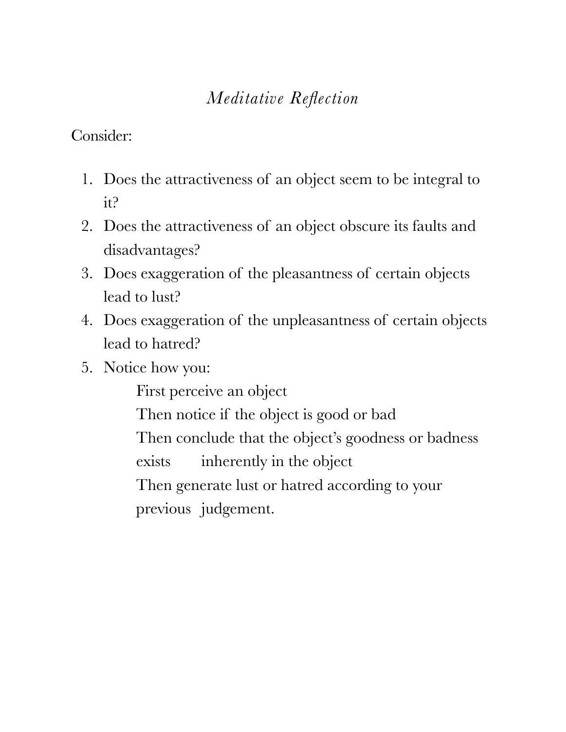# *Meditative Reflection*

Consider:

1. Does the attractiveness of an object seem to be integral to it?
2. Does the attractiveness of an object obscure its faults and disadvantages?
3. Does exaggeration of the pleasantness of certain objects lead to lust?
4. Does exaggeration of the unpleasantness of certain objects lead to hatred?
5. Notice how you:

   First perceive an object
   Then notice if the object is good or bad
   Then conclude that the object's goodness or badness exists inherently in the object
   Then generate lust or hatred according to your previous judgement.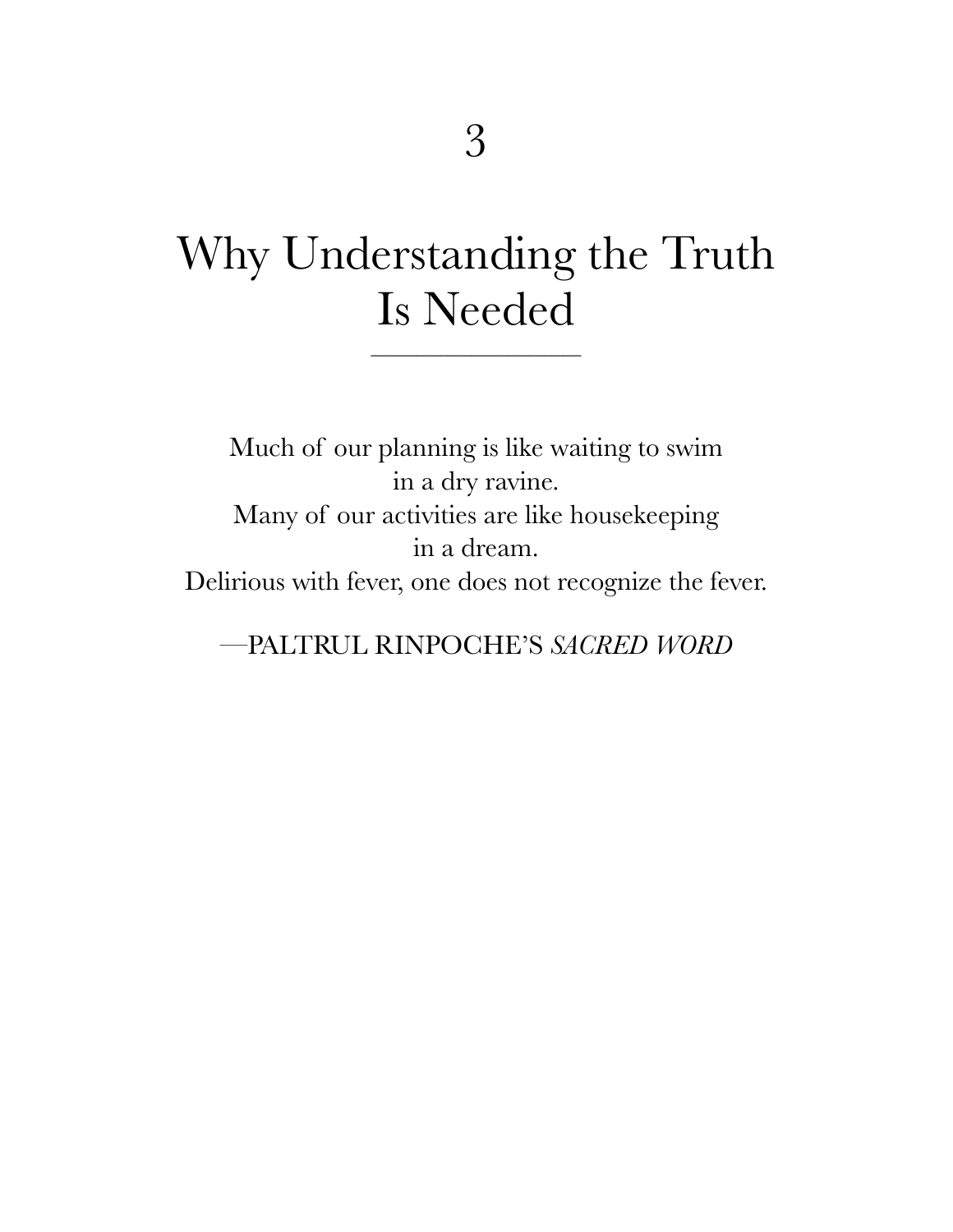# 3

# Why Understanding the Truth Is Needed

Much of our planning is like waiting to swim
in a dry ravine.
Many of our activities are like housekeeping
in a dream.
Delirious with fever, one does not recognize the fever.

—PALTRUL RINPOCHE'S *SACRED WORD*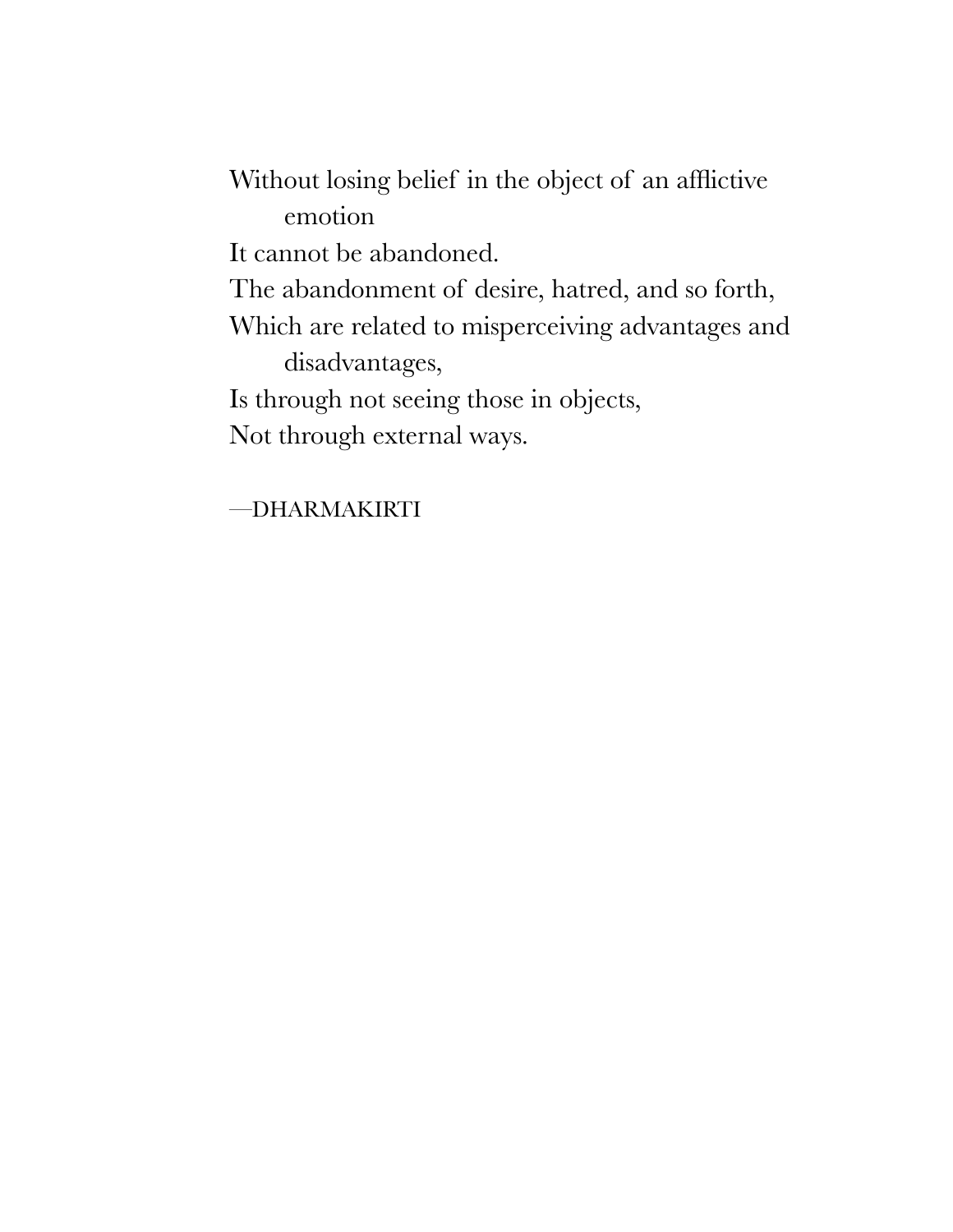Without losing belief in the object of an afflictive emotion  
It cannot be abandoned.  
The abandonment of desire, hatred, and so forth,  
Which are related to misperceiving advantages and disadvantages,  
Is through not seeing those in objects,  
Not through external ways.

—DHARMAKIRTI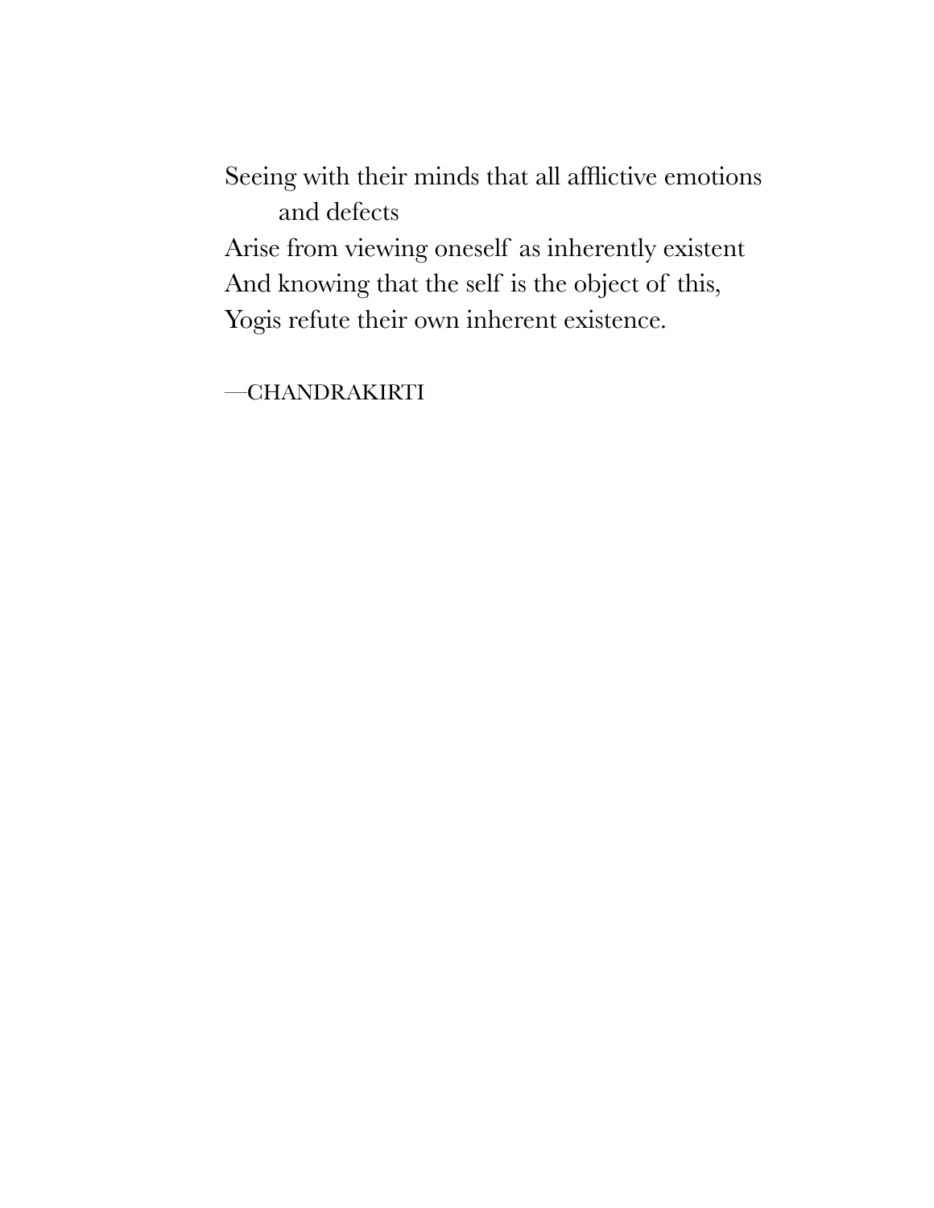Seeing with their minds that all afflictive emotions and defects
Arise from viewing oneself as inherently existent
And knowing that the self is the object of this,
Yogis refute their own inherent existence.

—CHANDRAKIRTI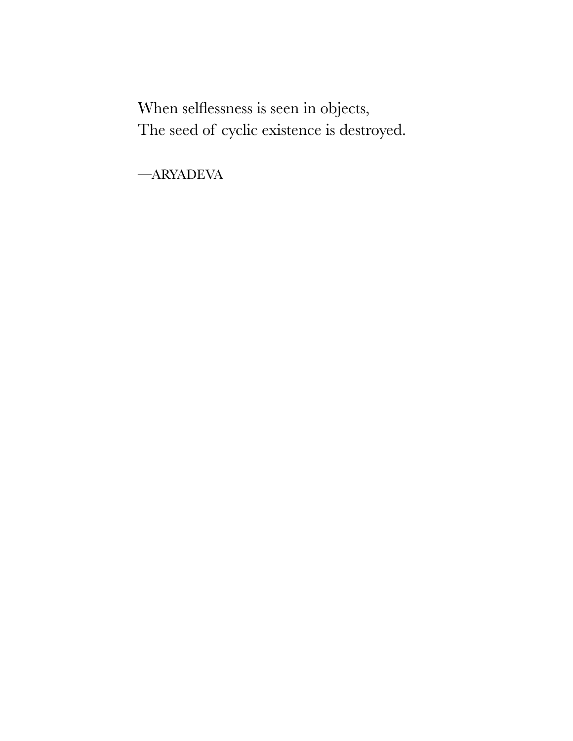When selflessness is seen in objects,  
The seed of cyclic existence is destroyed.

—ARYADEVA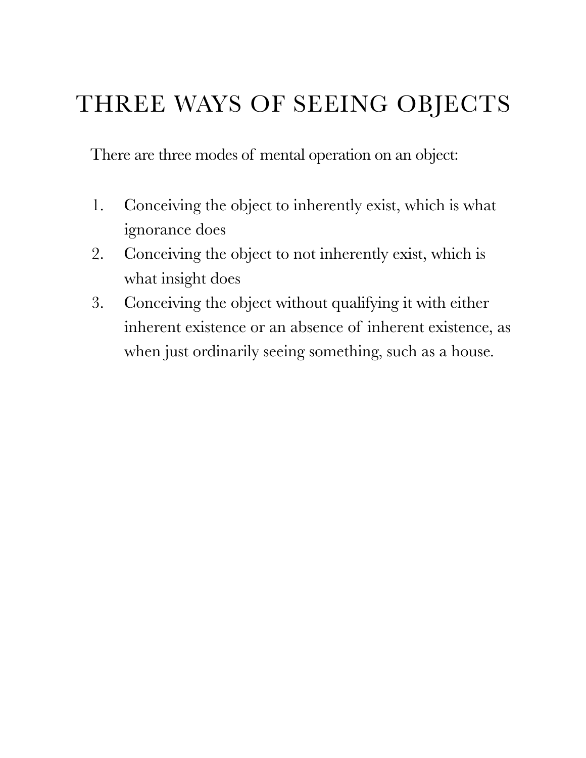# THREE WAYS OF SEEING OBJECTS

There are three modes of mental operation on an object:

1. Conceiving the object to inherently exist, which is what ignorance does
2. Conceiving the object to not inherently exist, which is what insight does
3. Conceiving the object without qualifying it with either inherent existence or an absence of inherent existence, as when just ordinarily seeing something, such as a house.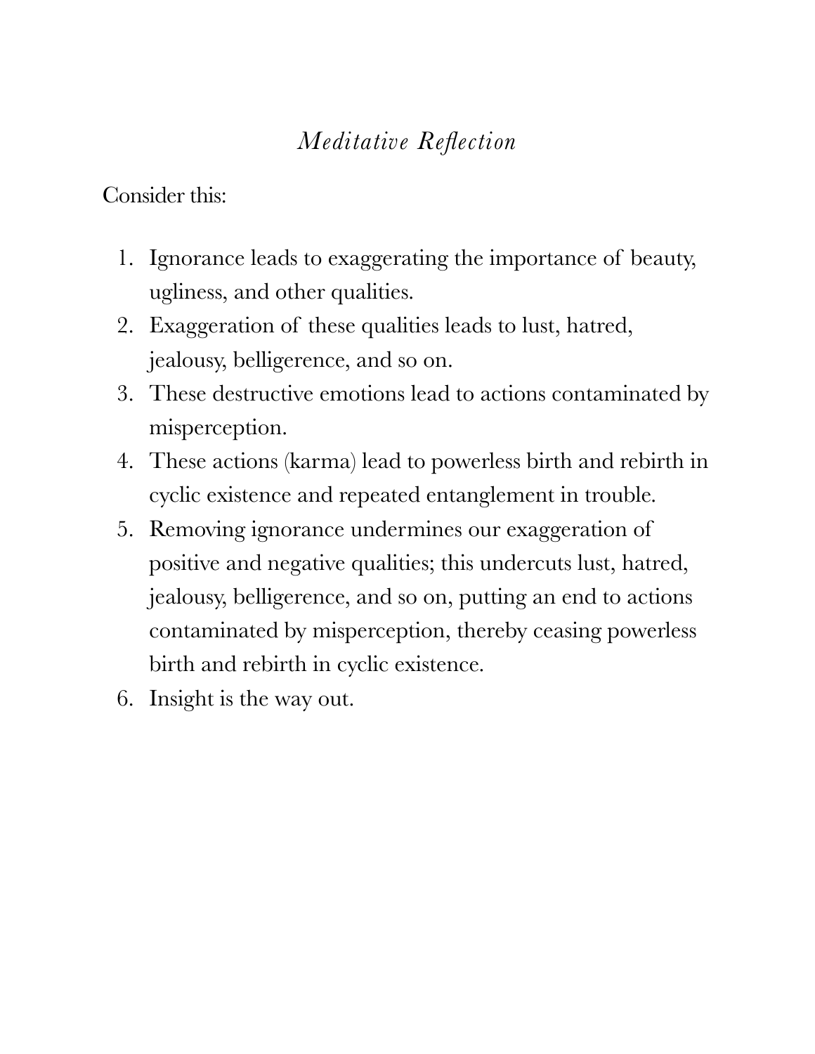## *Meditative Reflection*

Consider this:

1. Ignorance leads to exaggerating the importance of beauty, ugliness, and other qualities.
2. Exaggeration of these qualities leads to lust, hatred, jealousy, belligerence, and so on.
3. These destructive emotions lead to actions contaminated by misperception.
4. These actions (karma) lead to powerless birth and rebirth in cyclic existence and repeated entanglement in trouble.
5. Removing ignorance undermines our exaggeration of positive and negative qualities; this undercuts lust, hatred, jealousy, belligerence, and so on, putting an end to actions contaminated by misperception, thereby ceasing powerless birth and rebirth in cyclic existence.
6. Insight is the way out.